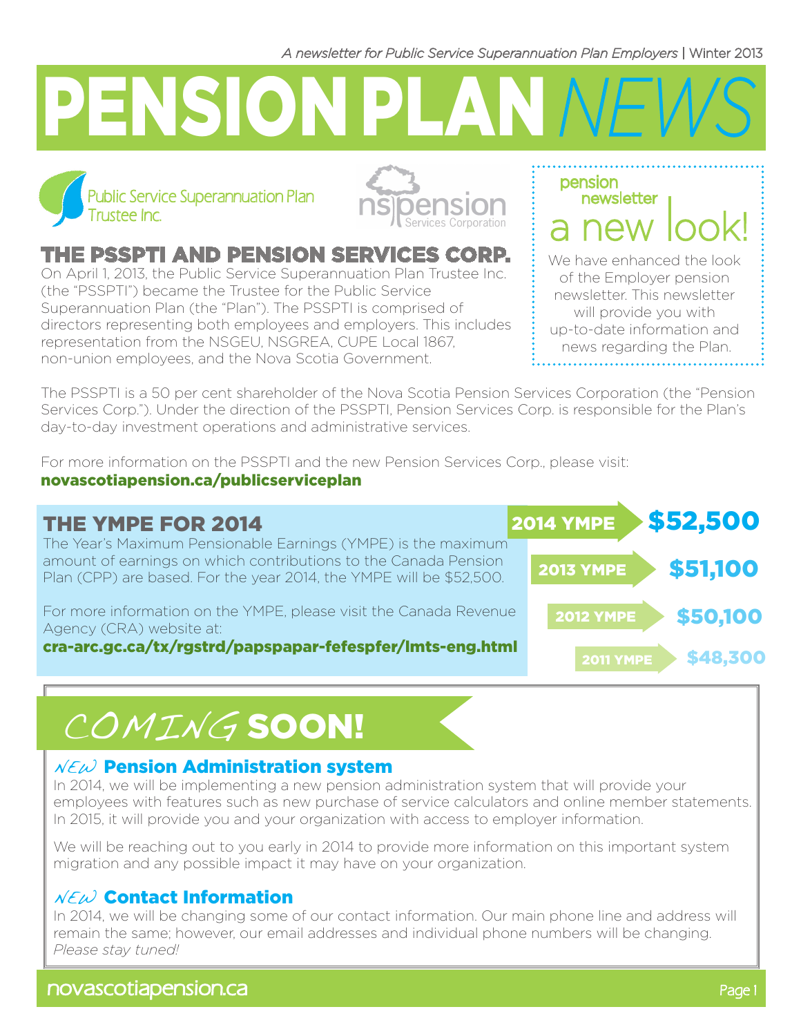*A newsletter for Public Service Superannuation Plan Employers* | Winter 2013

# PENSION PLAN *NEWS*

Public Service Superannuation Plan Trustee Inc.

nspension Services Corporation

## THE PSSPTI AND PENSION SERVICES CORP.

On April 1, 2013, the Public Service Superannuation Plan Trustee Inc. (the "PSSPTI") became the Trustee for the Public Service Superannuation Plan (the "Plan"). The PSSPTI is comprised of directors representing both employees and employers. This includes representation from the NSGEU, NSGREA, CUPE Local 1867, non-union employees, and the Nova Scotia Government.

The PSSPTI is a 50 per cent shareholder of the Nova Scotia Pension Services Corporation (the "Pension Services Corp."). Under the direction of the PSSPTI, Pension Services Corp. is responsible for the Plan's day-to-day investment operations and administrative services.

For more information on the PSSPTI and the new Pension Services Corp., please visit:
**novascotiapension.ca/publicserviceplan**

## pension newsletter a new look!

We have enhanced the look of the Employer pension newsletter. This newsletter will provide you with up-to-date information and news regarding the Plan.

## THE YMPE FOR 2014

The Year's Maximum Pensionable Earnings (YMPE) is the maximum amount of earnings on which contributions to the Canada Pension Plan (CPP) are based. For the year 2014, the YMPE will be $52,500.

For more information on the YMPE, please visit the Canada Revenue Agency (CRA) website at:
**cra-arc.gc.ca/tx/rgstrd/papspapar-fefespfer/lmts-eng.html**

| Year | YMPE |
|---|---|
| 2014 YMPE | $52,500 |
| 2013 YMPE | $51,100 |
| 2012 YMPE | $50,100 |
| 2011 YMPE | $48,300 |

## *COMING* SOON!

### *NEW* Pension Administration system

In 2014, we will be implementing a new pension administration system that will provide your employees with features such as new purchase of service calculators and online member statements. In 2015, it will provide you and your organization with access to employer information.

We will be reaching out to you early in 2014 to provide more information on this important system migration and any possible impact it may have on your organization.

### *NEW* Contact Information

In 2014, we will be changing some of our contact information. Our main phone line and address will remain the same; however, our email addresses and individual phone numbers will be changing. *Please stay tuned!*

novascotiapension.ca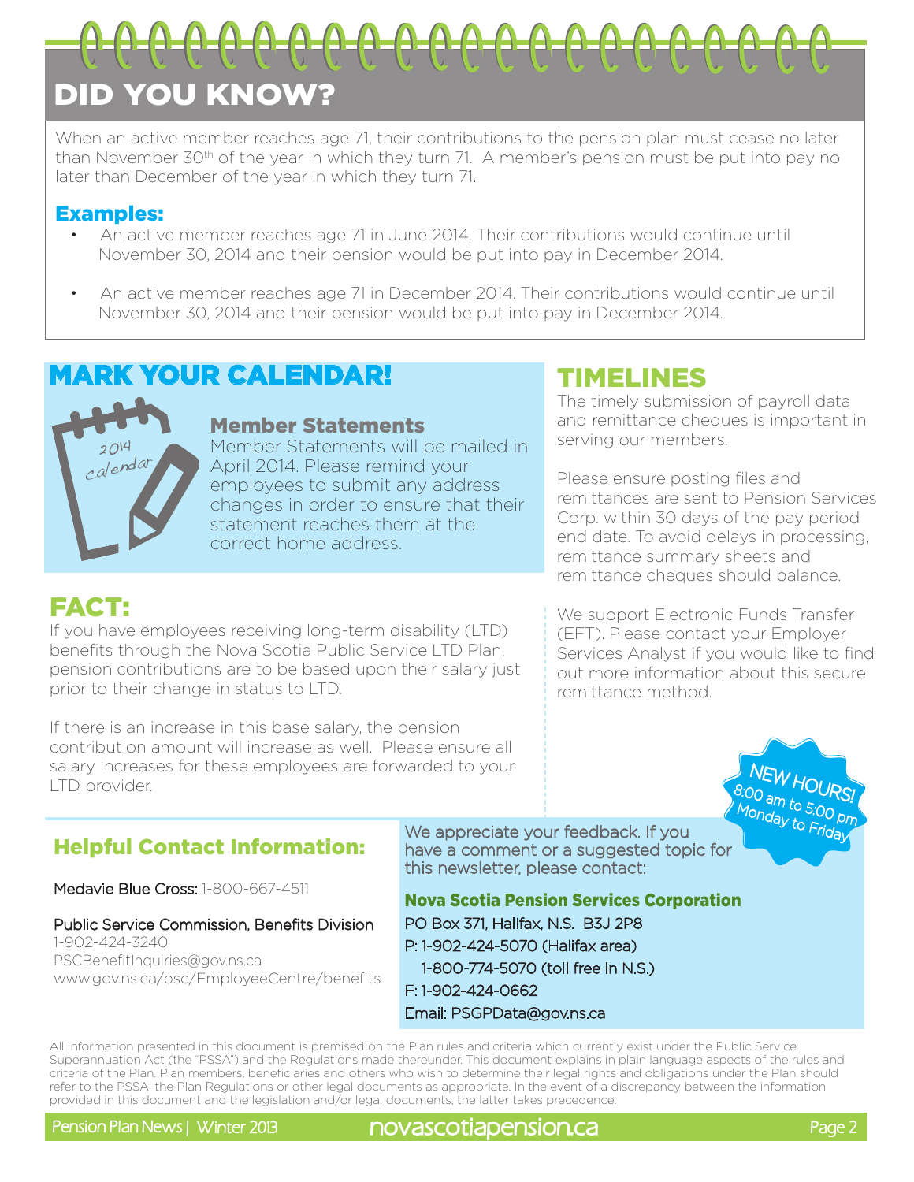# DID YOU KNOW?

When an active member reaches age 71, their contributions to the pension plan must cease no later than November 30th of the year in which they turn 71. A member's pension must be put into pay no later than December of the year in which they turn 71.

## Examples:

- An active member reaches age 71 in June 2014. Their contributions would continue until November 30, 2014 and their pension would be put into pay in December 2014.
- An active member reaches age 71 in December 2014. Their contributions would continue until November 30, 2014 and their pension would be put into pay in December 2014.

## MARK YOUR CALENDAR!

2014 calendar

### Member Statements

Member Statements will be mailed in April 2014. Please remind your employees to submit any address changes in order to ensure that their statement reaches them at the correct home address.

## FACT:

If you have employees receiving long-term disability (LTD) benefits through the Nova Scotia Public Service LTD Plan, pension contributions are to be based upon their salary just prior to their change in status to LTD.

If there is an increase in this base salary, the pension contribution amount will increase as well. Please ensure all salary increases for these employees are forwarded to your LTD provider.

## TIMELINES

The timely submission of payroll data and remittance cheques is important in serving our members.

Please ensure posting files and remittances are sent to Pension Services Corp. within 30 days of the pay period end date. To avoid delays in processing, remittance summary sheets and remittance cheques should balance.

We support Electronic Funds Transfer (EFT). Please contact your Employer Services Analyst if you would like to find out more information about this secure remittance method.

**NEW HOURS!** 8:00 am to 5:00 pm Monday to Friday

## Helpful Contact Information:

Medavie Blue Cross: 1-800-667-4511

Public Service Commission, Benefits Division
1-902-424-3240
PSCBenefitInquiries@gov.ns.ca
www.gov.ns.ca/psc/EmployeeCentre/benefits

We appreciate your feedback. If you have a comment or a suggested topic for this newsletter, please contact:

**Nova Scotia Pension Services Corporation**
PO Box 371, Halifax, N.S. B3J 2P8
P: 1-902-424-5070 (Halifax area)
1-800-774-5070 (toll free in N.S.)
F: 1-902-424-0662
Email: PSGPData@gov.ns.ca

All information presented in this document is premised on the Plan rules and criteria which currently exist under the Public Service Superannuation Act (the "PSSA") and the Regulations made thereunder. This document explains in plain language aspects of the rules and criteria of the Plan. Plan members, beneficiaries and others who wish to determine their legal rights and obligations under the Plan should refer to the PSSA, the Plan Regulations or other legal documents as appropriate. In the event of a discrepancy between the information provided in this document and the legislation and/or legal documents, the latter takes precedence.